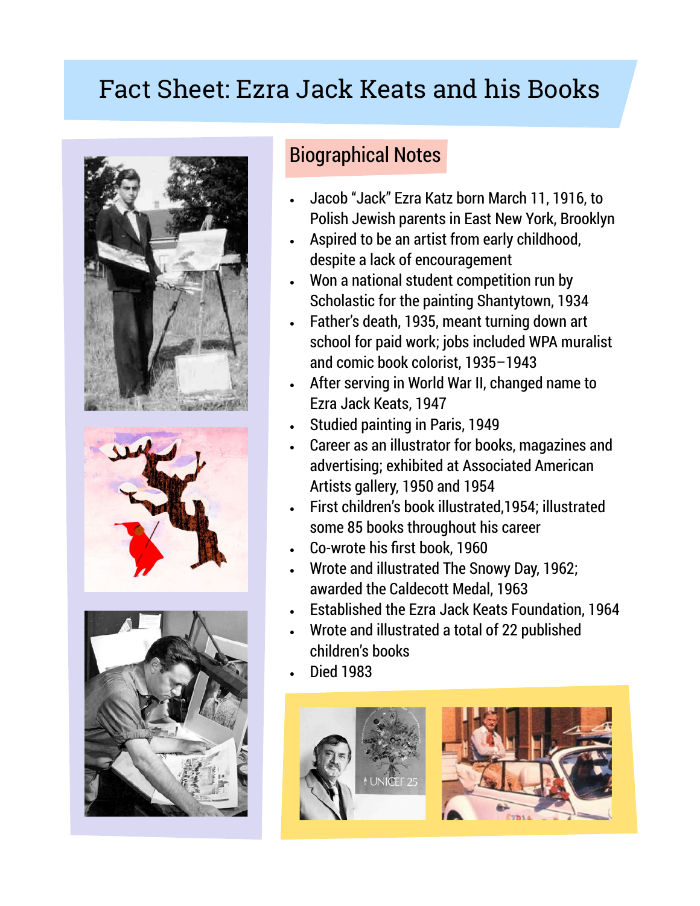# Fact Sheet: Ezra Jack Keats and his Books

## Biographical Notes

- Jacob "Jack" Ezra Katz born March 11, 1916, to Polish Jewish parents in East New York, Brooklyn
- Aspired to be an artist from early childhood, despite a lack of encouragement
- Won a national student competition run by Scholastic for the painting Shantytown, 1934
- Father's death, 1935, meant turning down art school for paid work; jobs included WPA muralist and comic book colorist, 1935–1943
- After serving in World War II, changed name to Ezra Jack Keats, 1947
- Studied painting in Paris, 1949
- Career as an illustrator for books, magazines and advertising; exhibited at Associated American Artists gallery, 1950 and 1954
- First children's book illustrated,1954; illustrated some 85 books throughout his career
- Co-wrote his first book, 1960
- Wrote and illustrated The Snowy Day, 1962; awarded the Caldecott Medal, 1963
- Established the Ezra Jack Keats Foundation, 1964
- Wrote and illustrated a total of 22 published children's books
- Died 1983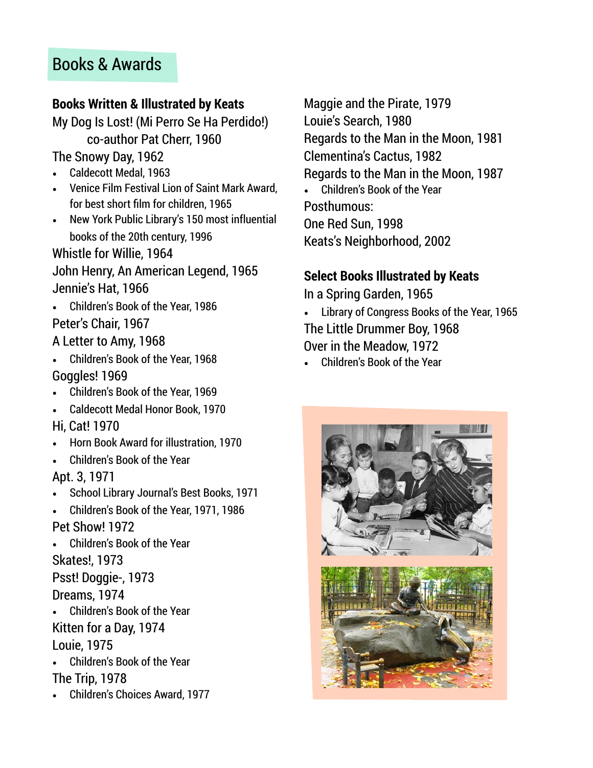## Books & Awards

**Books Written & Illustrated by Keats**

My Dog Is Lost! (Mi Perro Se Ha Perdido!)
co-author Pat Cherr, 1960

The Snowy Day, 1962

- Caldecott Medal, 1963
- Venice Film Festival Lion of Saint Mark Award, for best short film for children, 1965
- New York Public Library's 150 most influential books of the 20th century, 1996

Whistle for Willie, 1964

John Henry, An American Legend, 1965

Jennie's Hat, 1966

- Children's Book of the Year, 1986

Peter's Chair, 1967

A Letter to Amy, 1968

- Children's Book of the Year, 1968

Goggles! 1969

- Children's Book of the Year, 1969
- Caldecott Medal Honor Book, 1970

Hi, Cat! 1970

- Horn Book Award for illustration, 1970
- Children's Book of the Year

Apt. 3, 1971

- School Library Journal's Best Books, 1971
- Children's Book of the Year, 1971, 1986

Pet Show! 1972

- Children's Book of the Year

Skates!, 1973

Psst! Doggie-, 1973

Dreams, 1974

- Children's Book of the Year

Kitten for a Day, 1974

Louie, 1975

- Children's Book of the Year

The Trip, 1978

- Children's Choices Award, 1977

Maggie and the Pirate, 1979

Louie's Search, 1980

Regards to the Man in the Moon, 1981

Clementina's Cactus, 1982

Regards to the Man in the Moon, 1987

- Children's Book of the Year

Posthumous:

One Red Sun, 1998

Keats's Neighborhood, 2002

**Select Books Illustrated by Keats**

In a Spring Garden, 1965

- Library of Congress Books of the Year, 1965

The Little Drummer Boy, 1968

Over in the Meadow, 1972

- Children's Book of the Year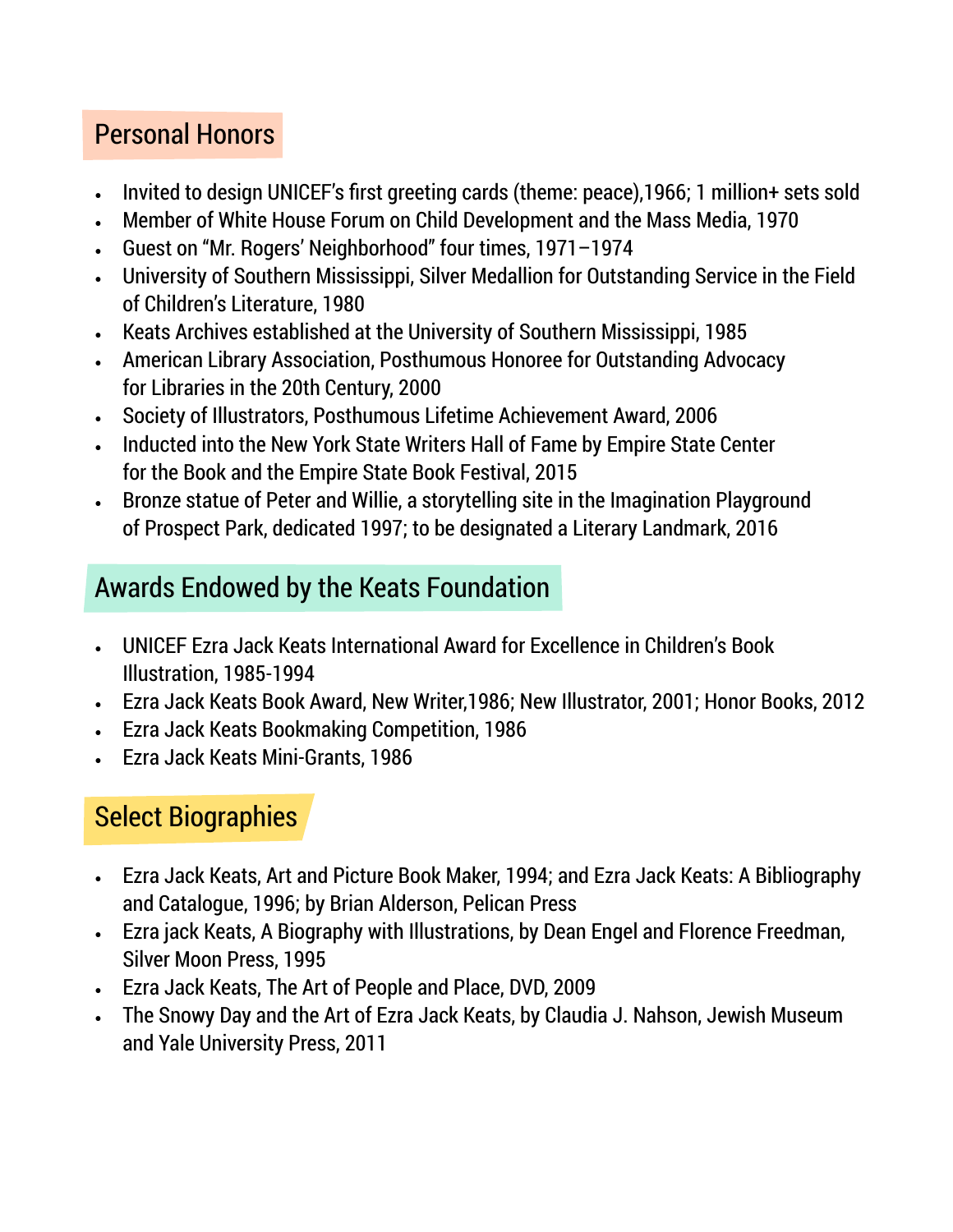## Personal Honors

- Invited to design UNICEF's first greeting cards (theme: peace),1966; 1 million+ sets sold
- Member of White House Forum on Child Development and the Mass Media, 1970
- Guest on "Mr. Rogers' Neighborhood" four times, 1971–1974
- University of Southern Mississippi, Silver Medallion for Outstanding Service in the Field of Children's Literature, 1980
- Keats Archives established at the University of Southern Mississippi, 1985
- American Library Association, Posthumous Honoree for Outstanding Advocacy for Libraries in the 20th Century, 2000
- Society of Illustrators, Posthumous Lifetime Achievement Award, 2006
- Inducted into the New York State Writers Hall of Fame by Empire State Center for the Book and the Empire State Book Festival, 2015
- Bronze statue of Peter and Willie, a storytelling site in the Imagination Playground of Prospect Park, dedicated 1997; to be designated a Literary Landmark, 2016

## Awards Endowed by the Keats Foundation

- UNICEF Ezra Jack Keats International Award for Excellence in Children's Book Illustration, 1985-1994
- Ezra Jack Keats Book Award, New Writer,1986; New Illustrator, 2001; Honor Books, 2012
- Ezra Jack Keats Bookmaking Competition, 1986
- Ezra Jack Keats Mini-Grants, 1986

## Select Biographies

- Ezra Jack Keats, Art and Picture Book Maker, 1994; and Ezra Jack Keats: A Bibliography and Catalogue, 1996; by Brian Alderson, Pelican Press
- Ezra jack Keats, A Biography with Illustrations, by Dean Engel and Florence Freedman, Silver Moon Press, 1995
- Ezra Jack Keats, The Art of People and Place, DVD, 2009
- The Snowy Day and the Art of Ezra Jack Keats, by Claudia J. Nahson, Jewish Museum and Yale University Press, 2011